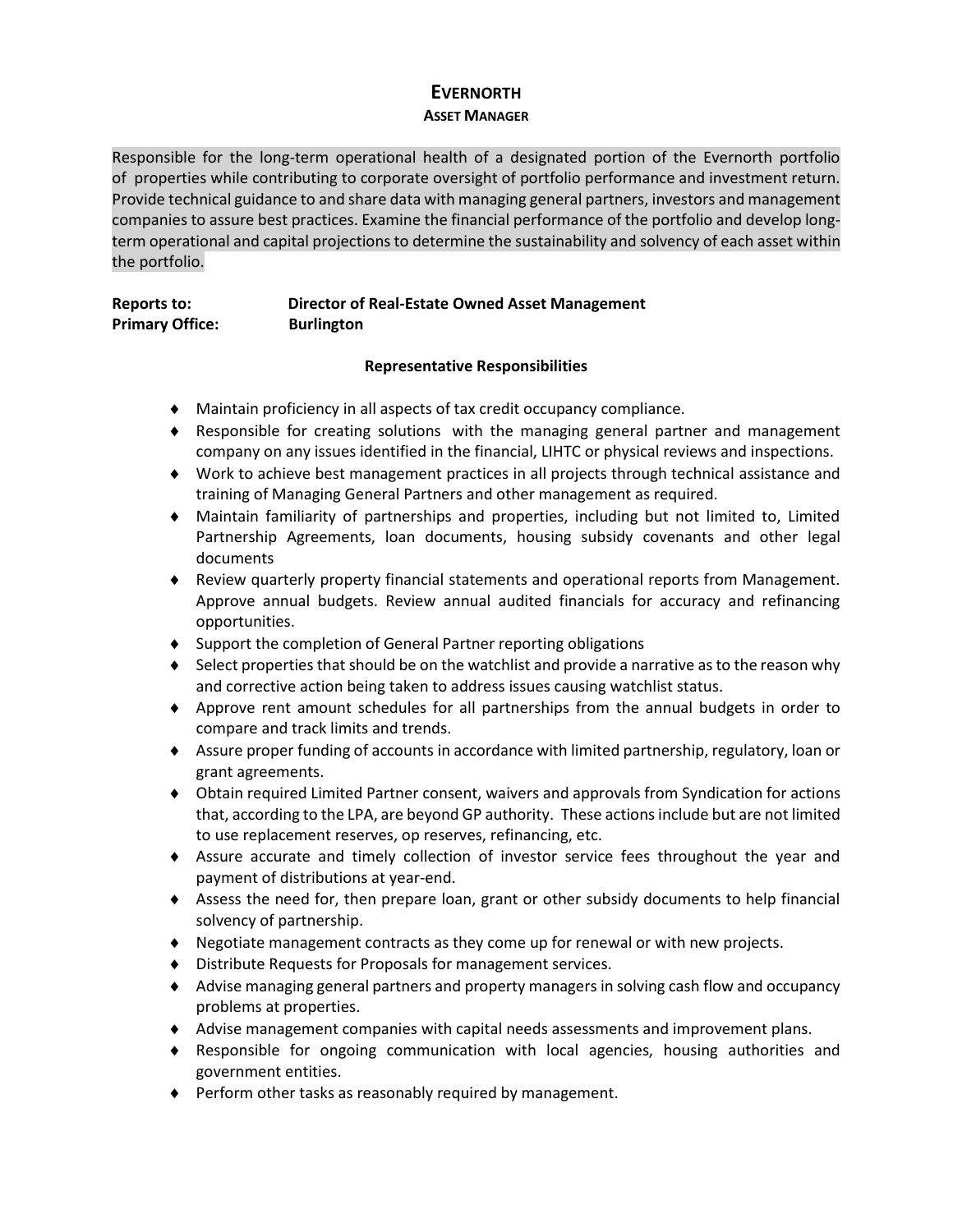# EVERNORTH

## ASSET MANAGER

Responsible for the long-term operational health of a designated portion of the Evernorth portfolio of properties while contributing to corporate oversight of portfolio performance and investment return. Provide technical guidance to and share data with managing general partners, investors and management companies to assure best practices. Examine the financial performance of the portfolio and develop long-term operational and capital projections to determine the sustainability and solvency of each asset within the portfolio.

**Reports to:** **Director of Real-Estate Owned Asset Management**
**Primary Office:** **Burlington**

### Representative Responsibilities

- Maintain proficiency in all aspects of tax credit occupancy compliance.
- Responsible for creating solutions with the managing general partner and management company on any issues identified in the financial, LIHTC or physical reviews and inspections.
- Work to achieve best management practices in all projects through technical assistance and training of Managing General Partners and other management as required.
- Maintain familiarity of partnerships and properties, including but not limited to, Limited Partnership Agreements, loan documents, housing subsidy covenants and other legal documents
- Review quarterly property financial statements and operational reports from Management. Approve annual budgets. Review annual audited financials for accuracy and refinancing opportunities.
- Support the completion of General Partner reporting obligations
- Select properties that should be on the watchlist and provide a narrative as to the reason why and corrective action being taken to address issues causing watchlist status.
- Approve rent amount schedules for all partnerships from the annual budgets in order to compare and track limits and trends.
- Assure proper funding of accounts in accordance with limited partnership, regulatory, loan or grant agreements.
- Obtain required Limited Partner consent, waivers and approvals from Syndication for actions that, according to the LPA, are beyond GP authority. These actions include but are not limited to use replacement reserves, op reserves, refinancing, etc.
- Assure accurate and timely collection of investor service fees throughout the year and payment of distributions at year-end.
- Assess the need for, then prepare loan, grant or other subsidy documents to help financial solvency of partnership.
- Negotiate management contracts as they come up for renewal or with new projects.
- Distribute Requests for Proposals for management services.
- Advise managing general partners and property managers in solving cash flow and occupancy problems at properties.
- Advise management companies with capital needs assessments and improvement plans.
- Responsible for ongoing communication with local agencies, housing authorities and government entities.
- Perform other tasks as reasonably required by management.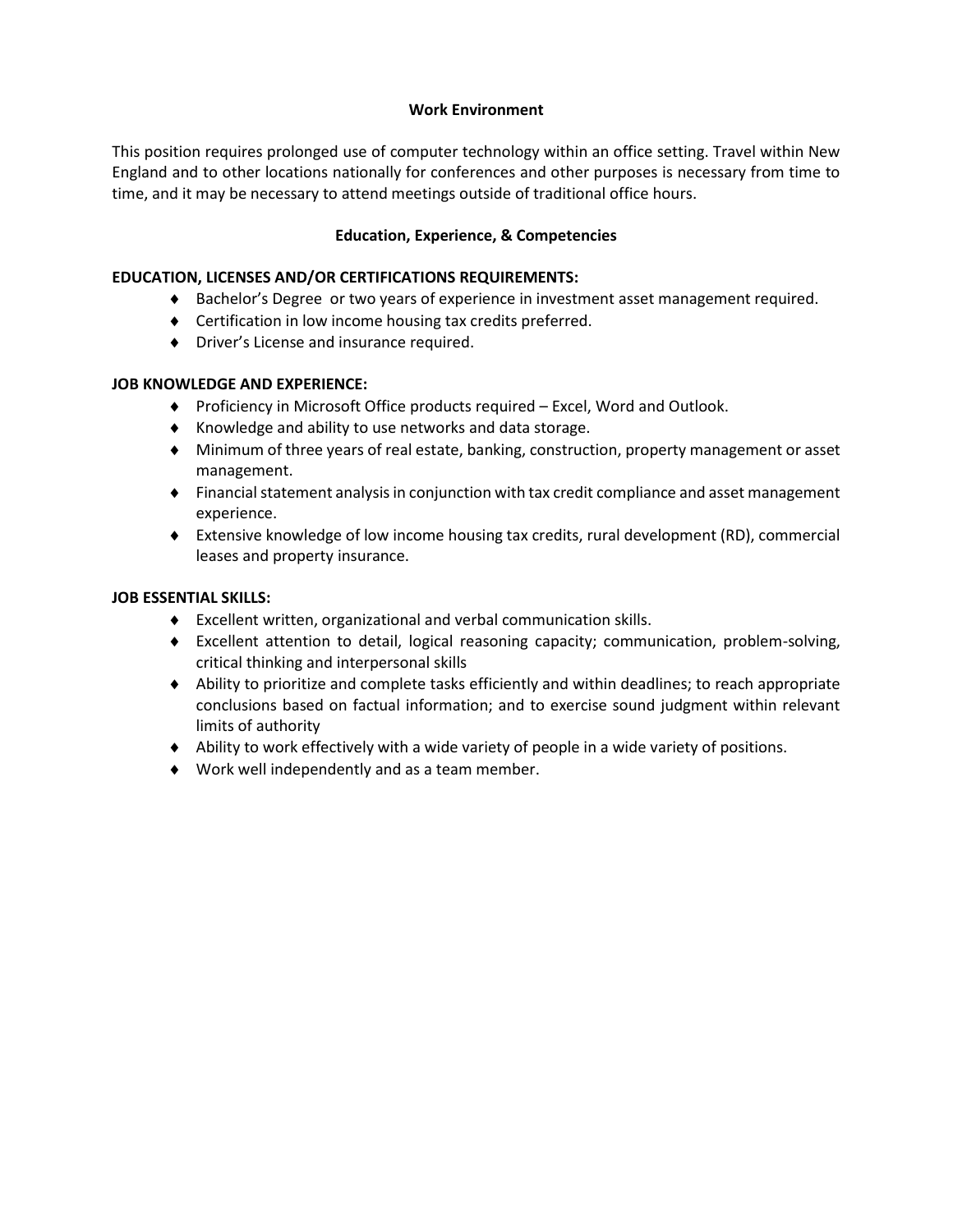## Work Environment

This position requires prolonged use of computer technology within an office setting. Travel within New England and to other locations nationally for conferences and other purposes is necessary from time to time, and it may be necessary to attend meetings outside of traditional office hours.

## Education, Experience, & Competencies

**EDUCATION, LICENSES AND/OR CERTIFICATIONS REQUIREMENTS:**

- Bachelor's Degree or two years of experience in investment asset management required.
- Certification in low income housing tax credits preferred.
- Driver's License and insurance required.

**JOB KNOWLEDGE AND EXPERIENCE:**

- Proficiency in Microsoft Office products required – Excel, Word and Outlook.
- Knowledge and ability to use networks and data storage.
- Minimum of three years of real estate, banking, construction, property management or asset management.
- Financial statement analysis in conjunction with tax credit compliance and asset management experience.
- Extensive knowledge of low income housing tax credits, rural development (RD), commercial leases and property insurance.

**JOB ESSENTIAL SKILLS:**

- Excellent written, organizational and verbal communication skills.
- Excellent attention to detail, logical reasoning capacity; communication, problem-solving, critical thinking and interpersonal skills
- Ability to prioritize and complete tasks efficiently and within deadlines; to reach appropriate conclusions based on factual information; and to exercise sound judgment within relevant limits of authority
- Ability to work effectively with a wide variety of people in a wide variety of positions.
- Work well independently and as a team member.